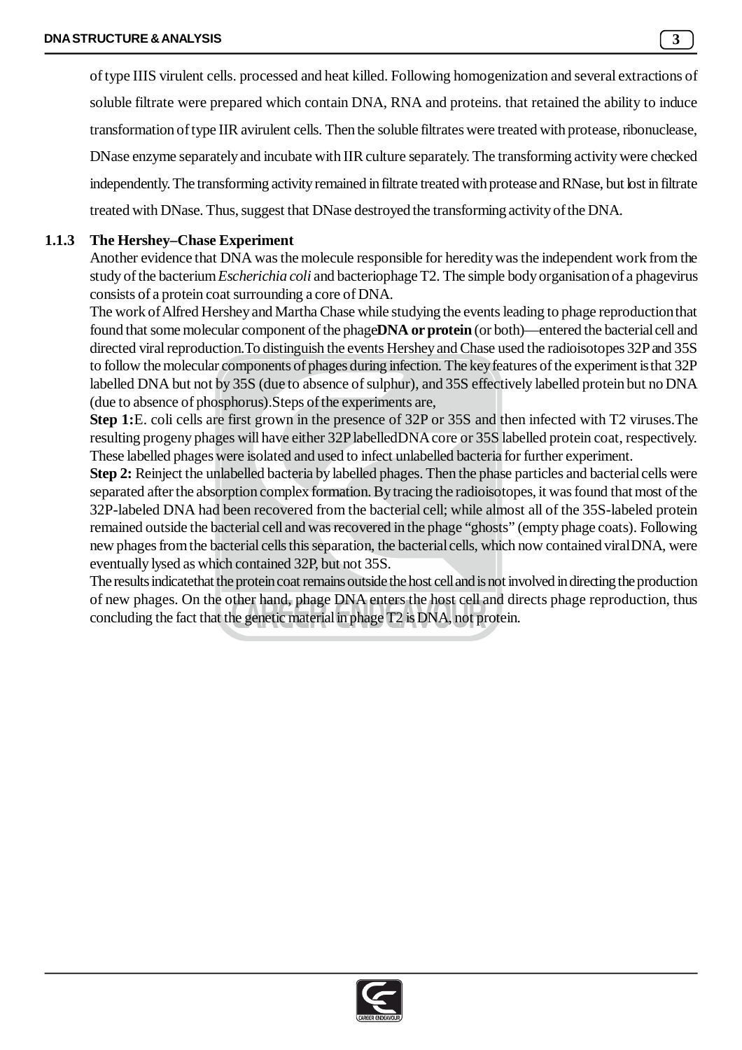of type IIIS virulent cells. processed and heat killed. Following homogenization and several extractions of soluble filtrate were prepared which contain DNA, RNA and proteins. that retained the ability to induce transformation of type IIR avirulent cells. Then the soluble filtrates were treated with protease, ribonuclease, DNase enzyme separately and incubate with IIR culture separately. The transforming activity were checked independently. The transforming activity remained in filtrate treated with protease and RNase, but lost in filtrate treated with DNase. Thus, suggest that DNase destroyed the transforming activity of the DNA.

### 1.1.3 The Hershey–Chase Experiment

Another evidence that DNA was the molecule responsible for heredity was the independent work from the study of the bacterium *Escherichia coli* and bacteriophage T2. The simple body organisation of a phagevirus consists of a protein coat surrounding a core of DNA.

The work of Alfred Hershey and Martha Chase while studying the events leading to phage reproduction that found that some molecular component of the phage **DNA or protein** (or both)—entered the bacterial cell and directed viral reproduction.To distinguish the events Hershey and Chase used the radioisotopes 32P and 35S to follow the molecular components of phages during infection. The key features of the experiment is that 32P labelled DNA but not by 35S (due to absence of sulphur), and 35S effectively labelled protein but no DNA (due to absence of phosphorus).Steps of the experiments are,

**Step 1:** E. coli cells are first grown in the presence of 32P or 35S and then infected with T2 viruses.The resulting progeny phages will have either 32P labelledDNA core or 35S labelled protein coat, respectively. These labelled phages were isolated and used to infect unlabelled bacteria for further experiment.

**Step 2:** Reinject the unlabelled bacteria by labelled phages. Then the phase particles and bacterial cells were separated after the absorption complex formation. By tracing the radioisotopes, it was found that most of the 32P-labeled DNA had been recovered from the bacterial cell; while almost all of the 35S-labeled protein remained outside the bacterial cell and was recovered in the phage "ghosts" (empty phage coats). Following new phages from the bacterial cells this separation, the bacterial cells, which now contained viral DNA, were eventually lysed as which contained 32P, but not 35S.

The results indicatethat the protein coat remains outside the host cell and is not involved in directing the production of new phages. On the other hand, phage DNA enters the host cell and directs phage reproduction, thus concluding the fact that the genetic material in phage T2 is DNA, not protein.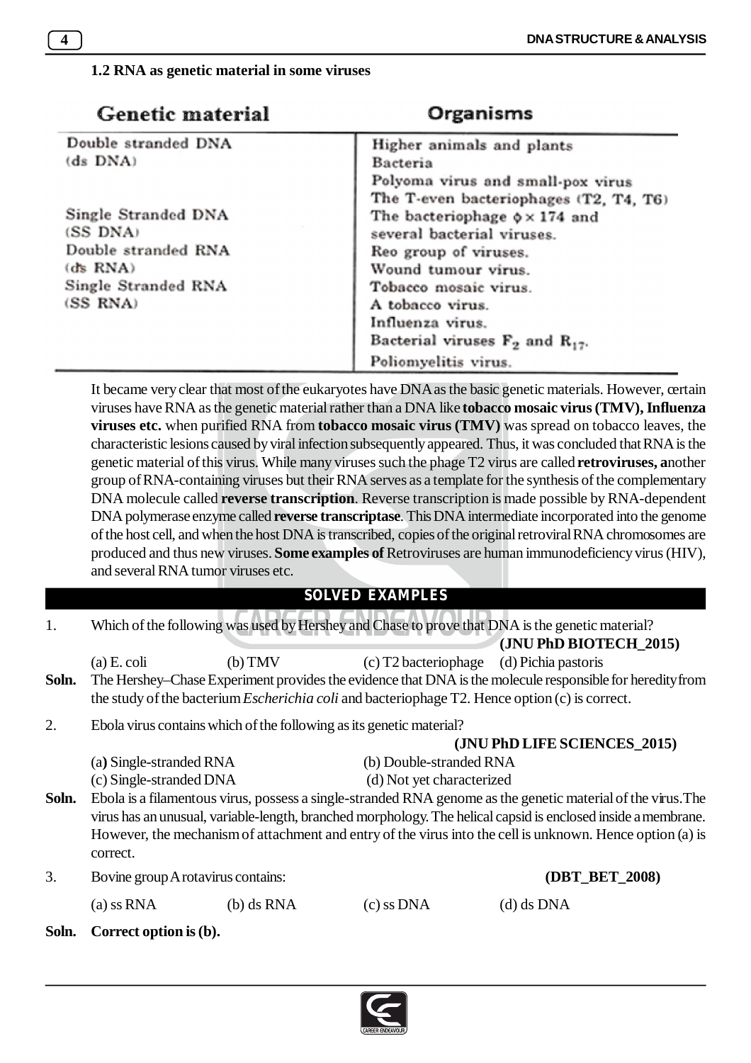### 1.2 RNA as genetic material in some viruses

| Genetic material | Organisms |
|---|---|
| Double stranded DNA (ds DNA) | Higher animals and plants<br>Bacteria<br>Polyoma virus and small-pox virus<br>The T-even bacteriophages (T2, T4, T6) |
| Single Stranded DNA (SS DNA) | The bacteriophage $\phi \times 174$ and several bacterial viruses. |
| Double stranded RNA (ds RNA) | Reo group of viruses.<br>Wound tumour virus. |
| Single Stranded RNA (SS RNA) | Tobacco mosaic virus.<br>A tobacco virus.<br>Influenza virus.<br>Bacterial viruses $F_2$ and $R_{17}$.<br>Poliomyelitis virus. |

It became very clear that most of the eukaryotes have DNA as the basic genetic materials. However, certain viruses have RNA as the genetic material rather than a DNA like **tobacco mosaic virus (TMV), Influenza viruses etc.** when purified RNA from **tobacco mosaic virus (TMV)** was spread on tobacco leaves, the characteristic lesions caused by viral infection subsequently appeared. Thus, it was concluded that RNA is the genetic material of this virus. While many viruses such the phage T2 virus are called **retroviruses, a**nother group of RNA-containing viruses but their RNA serves as a template for the synthesis of the complementary DNA molecule called **reverse transcription**. Reverse transcription is made possible by RNA-dependent DNA polymerase enzyme called **reverse transcriptase**. This DNA intermediate incorporated into the genome of the host cell, and when the host DNA is transcribed, copies of the original retroviral RNA chromosomes are produced and thus new viruses. **Some examples of** Retroviruses are human immunodeficiency virus (HIV), and several RNA tumor viruses etc.

## SOLVED EXAMPLES

1. Which of the following was used by Hershey and Chase to prove that DNA is the genetic material? **(JNU PhD BIOTECH_2015)**

   (a) E. coli (b) TMV (c) T2 bacteriophage (d) Pichia pastoris

**Soln.** The Hershey–Chase Experiment provides the evidence that DNA is the molecule responsible for heredity from the study of the bacterium *Escherichia coli* and bacteriophage T2. Hence option (c) is correct.

2. Ebola virus contains which of the following as its genetic material? **(JNU PhD LIFE SCIENCES_2015)**

   (a**)** Single-stranded RNA (b) Double-stranded RNA
   (c) Single-stranded DNA (d) Not yet characterized

**Soln.** Ebola is a filamentous virus, possess a single-stranded RNA genome as the genetic material of the virus.The virus has an unusual, variable-length, branched morphology. The helical capsid is enclosed inside a membrane. However, the mechanism of attachment and entry of the virus into the cell is unknown. Hence option (a) is correct.

3. Bovine group A rotavirus contains: **(DBT_BET_2008)**

   (a) ss RNA (b) ds RNA (c) ss DNA (d) ds DNA

**Soln. Correct option is (b).**